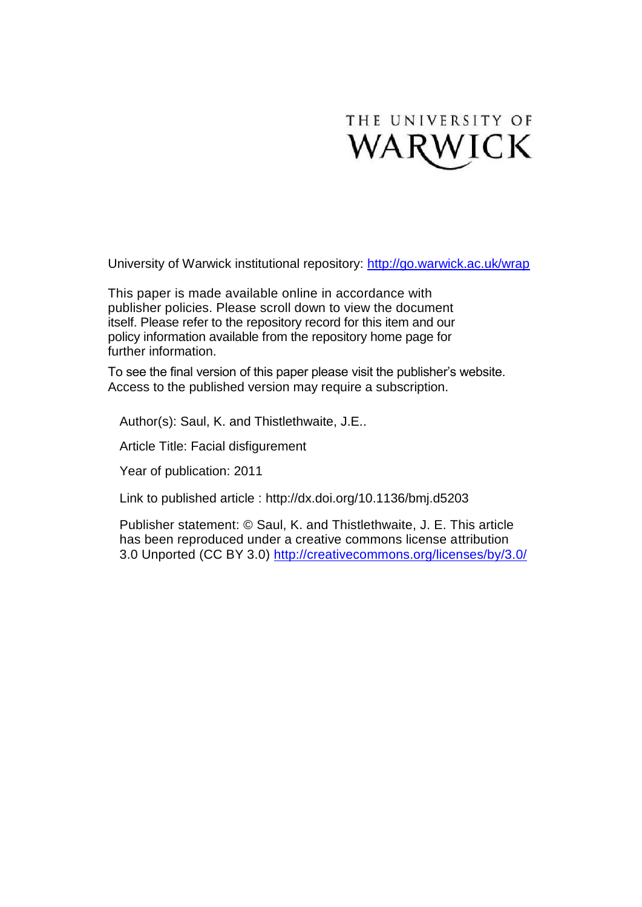THE UNIVERSITY OF WARWICK

University of Warwick institutional repository: [http://go.warwick.ac.uk/wrap](http://go.warwick.ac.uk/wrap)

This paper is made available online in accordance with publisher policies. Please scroll down to view the document itself. Please refer to the repository record for this item and our policy information available from the repository home page for further information.

To see the final version of this paper please visit the publisher's website. Access to the published version may require a subscription.

Author(s): Saul, K. and Thistlethwaite, J.E..

Article Title: Facial disfigurement

Year of publication: 2011

Link to published article : http://dx.doi.org/10.1136/bmj.d5203

Publisher statement: © Saul, K. and Thistlethwaite, J. E. This article has been reproduced under a creative commons license attribution 3.0 Unported (CC BY 3.0) [http://creativecommons.org/licenses/by/3.0/](http://creativecommons.org/licenses/by/3.0/)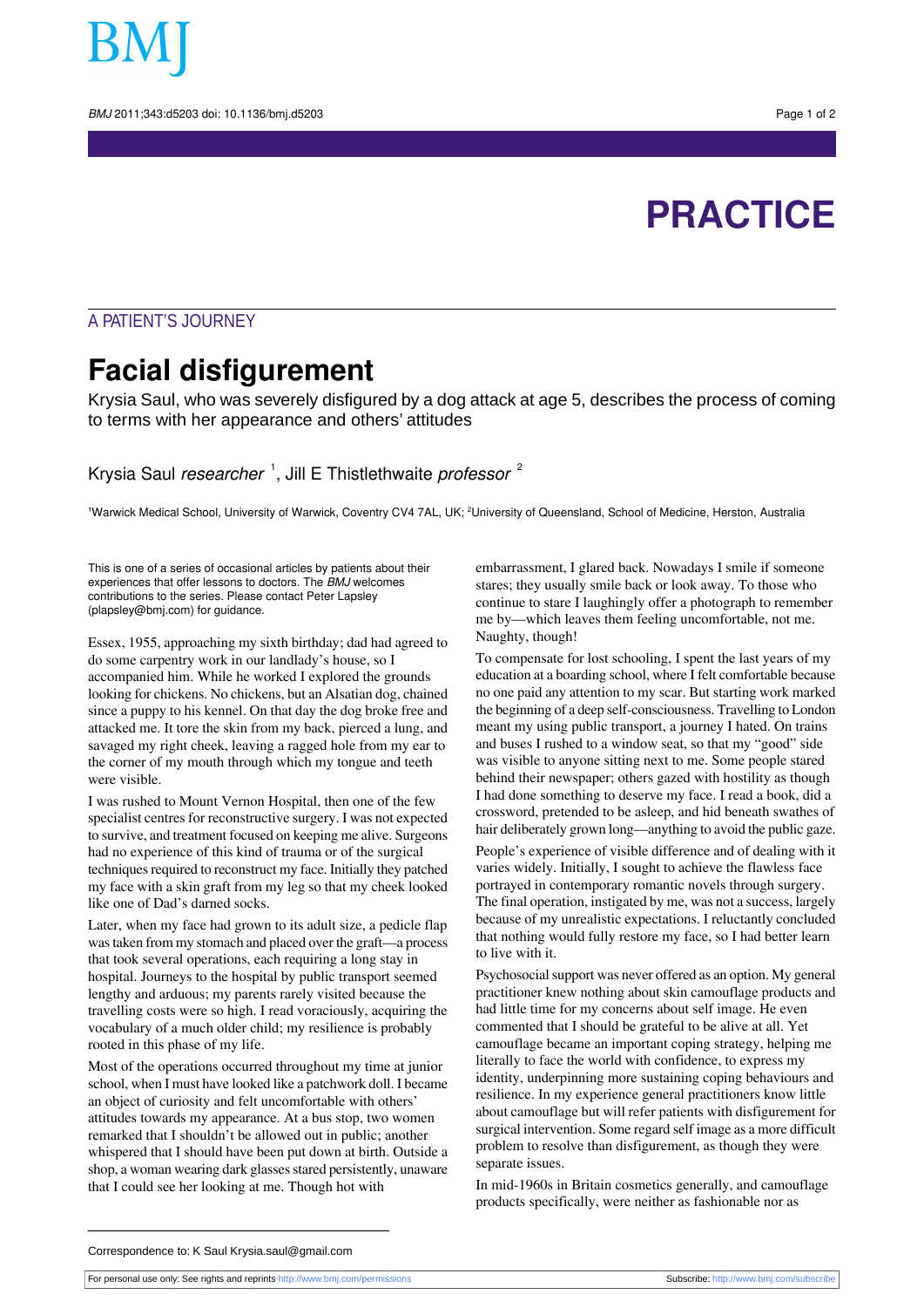# PRACTICE

A PATIENT'S JOURNEY

# Facial disfigurement

Krysia Saul, who was severely disfigured by a dog attack at age 5, describes the process of coming to terms with her appearance and others' attitudes

Krysia Saul *researcher* [1], Jill E Thistlethwaite *professor* [2]

[1]Warwick Medical School, University of Warwick, Coventry CV4 7AL, UK; [2]University of Queensland, School of Medicine, Herston, Australia

This is one of a series of occasional articles by patients about their experiences that offer lessons to doctors. The *BMJ* welcomes contributions to the series. Please contact Peter Lapsley (plapsley@bmj.com) for guidance.

Essex, 1955, approaching my sixth birthday; dad had agreed to do some carpentry work in our landlady's house, so I accompanied him. While he worked I explored the grounds looking for chickens. No chickens, but an Alsatian dog, chained since a puppy to his kennel. On that day the dog broke free and attacked me. It tore the skin from my back, pierced a lung, and savaged my right cheek, leaving a ragged hole from my ear to the corner of my mouth through which my tongue and teeth were visible.

I was rushed to Mount Vernon Hospital, then one of the few specialist centres for reconstructive surgery. I was not expected to survive, and treatment focused on keeping me alive. Surgeons had no experience of this kind of trauma or of the surgical techniques required to reconstruct my face. Initially they patched my face with a skin graft from my leg so that my cheek looked like one of Dad's darned socks.

Later, when my face had grown to its adult size, a pedicle flap was taken from my stomach and placed over the graft—a process that took several operations, each requiring a long stay in hospital. Journeys to the hospital by public transport seemed lengthy and arduous; my parents rarely visited because the travelling costs were so high. I read voraciously, acquiring the vocabulary of a much older child; my resilience is probably rooted in this phase of my life.

Most of the operations occurred throughout my time at junior school, when I must have looked like a patchwork doll. I became an object of curiosity and felt uncomfortable with others' attitudes towards my appearance. At a bus stop, two women remarked that I shouldn't be allowed out in public; another whispered that I should have been put down at birth. Outside a shop, a woman wearing dark glasses stared persistently, unaware that I could see her looking at me. Though hot with embarrassment, I glared back. Nowadays I smile if someone stares; they usually smile back or look away. To those who continue to stare I laughingly offer a photograph to remember me by—which leaves them feeling uncomfortable, not me. Naughty, though!

To compensate for lost schooling, I spent the last years of my education at a boarding school, where I felt comfortable because no one paid any attention to my scar. But starting work marked the beginning of a deep self-consciousness. Travelling to London meant my using public transport, a journey I hated. On trains and buses I rushed to a window seat, so that my "good" side was visible to anyone sitting next to me. Some people stared behind their newspaper; others gazed with hostility as though I had done something to deserve my face. I read a book, did a crossword, pretended to be asleep, and hid beneath swathes of hair deliberately grown long—anything to avoid the public gaze.

People's experience of visible difference and of dealing with it varies widely. Initially, I sought to achieve the flawless face portrayed in contemporary romantic novels through surgery. The final operation, instigated by me, was not a success, largely because of my unrealistic expectations. I reluctantly concluded that nothing would fully restore my face, so I had better learn to live with it.

Psychosocial support was never offered as an option. My general practitioner knew nothing about skin camouflage products and had little time for my concerns about self image. He even commented that I should be grateful to be alive at all. Yet camouflage became an important coping strategy, helping me literally to face the world with confidence, to express my identity, underpinning more sustaining coping behaviours and resilience. In my experience general practitioners know little about camouflage but will refer patients with disfigurement for surgical intervention. Some regard self image as a more difficult problem to resolve than disfigurement, as though they were separate issues.

In mid-1960s in Britain cosmetics generally, and camouflage products specifically, were neither as fashionable nor as

Correspondence to: K Saul Krysia.saul@gmail.com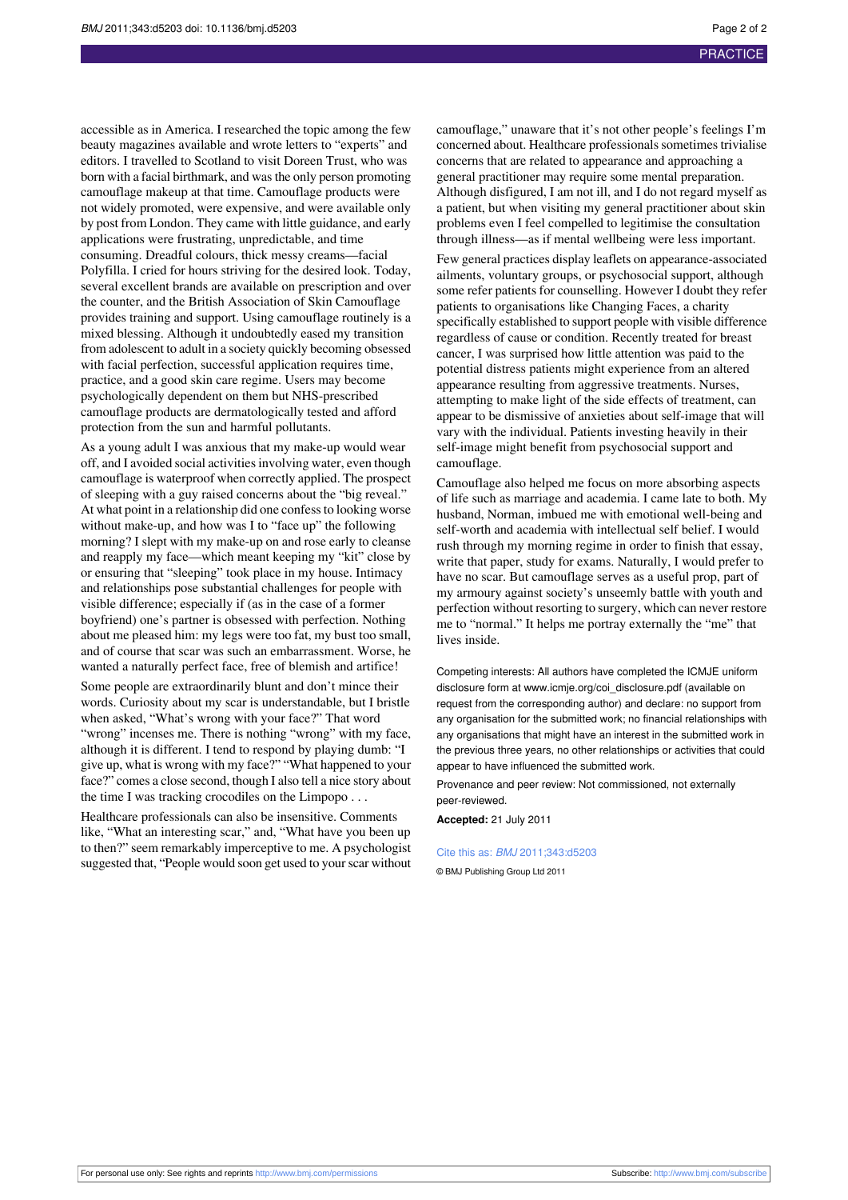accessible as in America. I researched the topic among the few beauty magazines available and wrote letters to "experts" and editors. I travelled to Scotland to visit Doreen Trust, who was born with a facial birthmark, and was the only person promoting camouflage makeup at that time. Camouflage products were not widely promoted, were expensive, and were available only by post from London. They came with little guidance, and early applications were frustrating, unpredictable, and time consuming. Dreadful colours, thick messy creams—facial Polyfilla. I cried for hours striving for the desired look. Today, several excellent brands are available on prescription and over the counter, and the British Association of Skin Camouflage provides training and support. Using camouflage routinely is a mixed blessing. Although it undoubtedly eased my transition from adolescent to adult in a society quickly becoming obsessed with facial perfection, successful application requires time, practice, and a good skin care regime. Users may become psychologically dependent on them but NHS-prescribed camouflage products are dermatologically tested and afford protection from the sun and harmful pollutants.

As a young adult I was anxious that my make-up would wear off, and I avoided social activities involving water, even though camouflage is waterproof when correctly applied. The prospect of sleeping with a guy raised concerns about the "big reveal." At what point in a relationship did one confess to looking worse without make-up, and how was I to "face up" the following morning? I slept with my make-up on and rose early to cleanse and reapply my face—which meant keeping my "kit" close by or ensuring that "sleeping" took place in my house. Intimacy and relationships pose substantial challenges for people with visible difference; especially if (as in the case of a former boyfriend) one's partner is obsessed with perfection. Nothing about me pleased him: my legs were too fat, my bust too small, and of course that scar was such an embarrassment. Worse, he wanted a naturally perfect face, free of blemish and artifice!

Some people are extraordinarily blunt and don't mince their words. Curiosity about my scar is understandable, but I bristle when asked, "What's wrong with your face?" That word "wrong" incenses me. There is nothing "wrong" with my face, although it is different. I tend to respond by playing dumb: "I give up, what is wrong with my face?" "What happened to your face?" comes a close second, though I also tell a nice story about the time I was tracking crocodiles on the Limpopo . . .

Healthcare professionals can also be insensitive. Comments like, "What an interesting scar," and, "What have you been up to then?" seem remarkably imperceptive to me. A psychologist suggested that, "People would soon get used to your scar without camouflage," unaware that it's not other people's feelings I'm concerned about. Healthcare professionals sometimes trivialise concerns that are related to appearance and approaching a general practitioner may require some mental preparation. Although disfigured, I am not ill, and I do not regard myself as a patient, but when visiting my general practitioner about skin problems even I feel compelled to legitimise the consultation through illness—as if mental wellbeing were less important.

Few general practices display leaflets on appearance-associated ailments, voluntary groups, or psychosocial support, although some refer patients for counselling. However I doubt they refer patients to organisations like Changing Faces, a charity specifically established to support people with visible difference regardless of cause or condition. Recently treated for breast cancer, I was surprised how little attention was paid to the potential distress patients might experience from an altered appearance resulting from aggressive treatments. Nurses, attempting to make light of the side effects of treatment, can appear to be dismissive of anxieties about self-image that will vary with the individual. Patients investing heavily in their self-image might benefit from psychosocial support and camouflage.

Camouflage also helped me focus on more absorbing aspects of life such as marriage and academia. I came late to both. My husband, Norman, imbued me with emotional well-being and self-worth and academia with intellectual self belief. I would rush through my morning regime in order to finish that essay, write that paper, study for exams. Naturally, I would prefer to have no scar. But camouflage serves as a useful prop, part of my armoury against society's unseemly battle with youth and perfection without resorting to surgery, which can never restore me to "normal." It helps me portray externally the "me" that lives inside.

Competing interests: All authors have completed the ICMJE uniform disclosure form at www.icmje.org/coi_disclosure.pdf (available on request from the corresponding author) and declare: no support from any organisation for the submitted work; no financial relationships with any organisations that might have an interest in the submitted work in the previous three years, no other relationships or activities that could appear to have influenced the submitted work.

Provenance and peer review: Not commissioned, not externally peer-reviewed.

**Accepted:** 21 July 2011

Cite this as: *BMJ* 2011;343:d5203

© BMJ Publishing Group Ltd 2011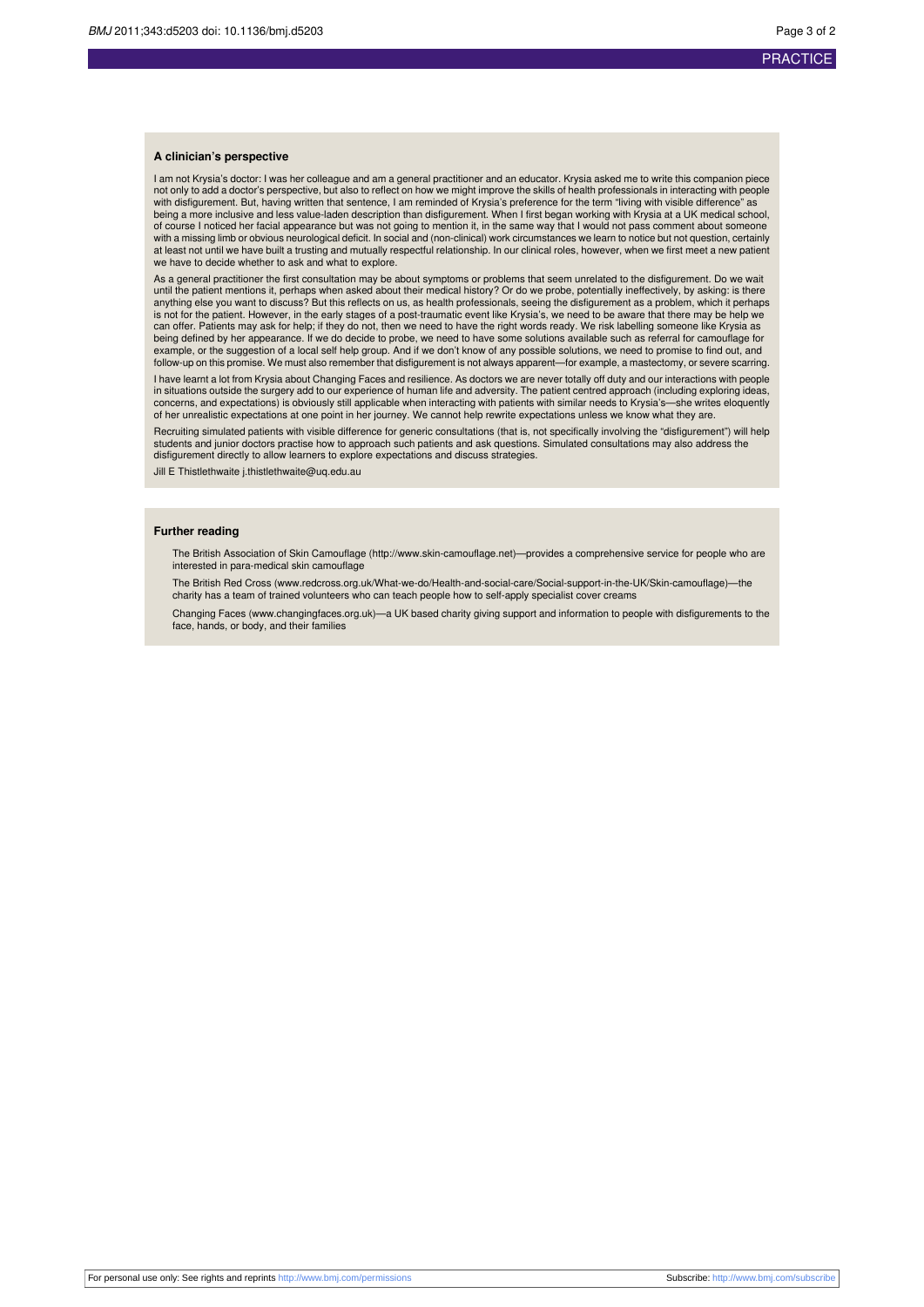### A clinician's perspective

I am not Krysia's doctor: I was her colleague and am a general practitioner and an educator. Krysia asked me to write this companion piece not only to add a doctor's perspective, but also to reflect on how we might improve the skills of health professionals in interacting with people with disfigurement. But, having written that sentence, I am reminded of Krysia's preference for the term "living with visible difference" as being a more inclusive and less value-laden description than disfigurement. When I first began working with Krysia at a UK medical school, of course I noticed her facial appearance but was not going to mention it, in the same way that I would not pass comment about someone with a missing limb or obvious neurological deficit. In social and (non-clinical) work circumstances we learn to notice but not question, certainly at least not until we have built a trusting and mutually respectful relationship. In our clinical roles, however, when we first meet a new patient we have to decide whether to ask and what to explore.

As a general practitioner the first consultation may be about symptoms or problems that seem unrelated to the disfigurement. Do we wait until the patient mentions it, perhaps when asked about their medical history? Or do we probe, potentially ineffectively, by asking: is there anything else you want to discuss? But this reflects on us, as health professionals, seeing the disfigurement as a problem, which it perhaps is not for the patient. However, in the early stages of a post-traumatic event like Krysia's, we need to be aware that there may be help we can offer. Patients may ask for help; if they do not, then we need to have the right words ready. We risk labelling someone like Krysia as being defined by her appearance. If we do decide to probe, we need to have some solutions available such as referral for camouflage for example, or the suggestion of a local self help group. And if we don't know of any possible solutions, we need to promise to find out, and follow-up on this promise. We must also remember that disfigurement is not always apparent—for example, a mastectomy, or severe scarring.

I have learnt a lot from Krysia about Changing Faces and resilience. As doctors we are never totally off duty and our interactions with people in situations outside the surgery add to our experience of human life and adversity. The patient centred approach (including exploring ideas, concerns, and expectations) is obviously still applicable when interacting with patients with similar needs to Krysia's—she writes eloquently of her unrealistic expectations at one point in her journey. We cannot help rewrite expectations unless we know what they are.

Recruiting simulated patients with visible difference for generic consultations (that is, not specifically involving the "disfigurement") will help students and junior doctors practise how to approach such patients and ask questions. Simulated consultations may also address the disfigurement directly to allow learners to explore expectations and discuss strategies.

Jill E Thistlethwaite j.thistlethwaite@uq.edu.au

### Further reading

The British Association of Skin Camouflage (http://www.skin-camouflage.net)—provides a comprehensive service for people who are interested in para-medical skin camouflage

The British Red Cross (www.redcross.org.uk/What-we-do/Health-and-social-care/Social-support-in-the-UK/Skin-camouflage)—the charity has a team of trained volunteers who can teach people how to self-apply specialist cover creams

Changing Faces (www.changingfaces.org.uk)—a UK based charity giving support and information to people with disfigurements to the face, hands, or body, and their families